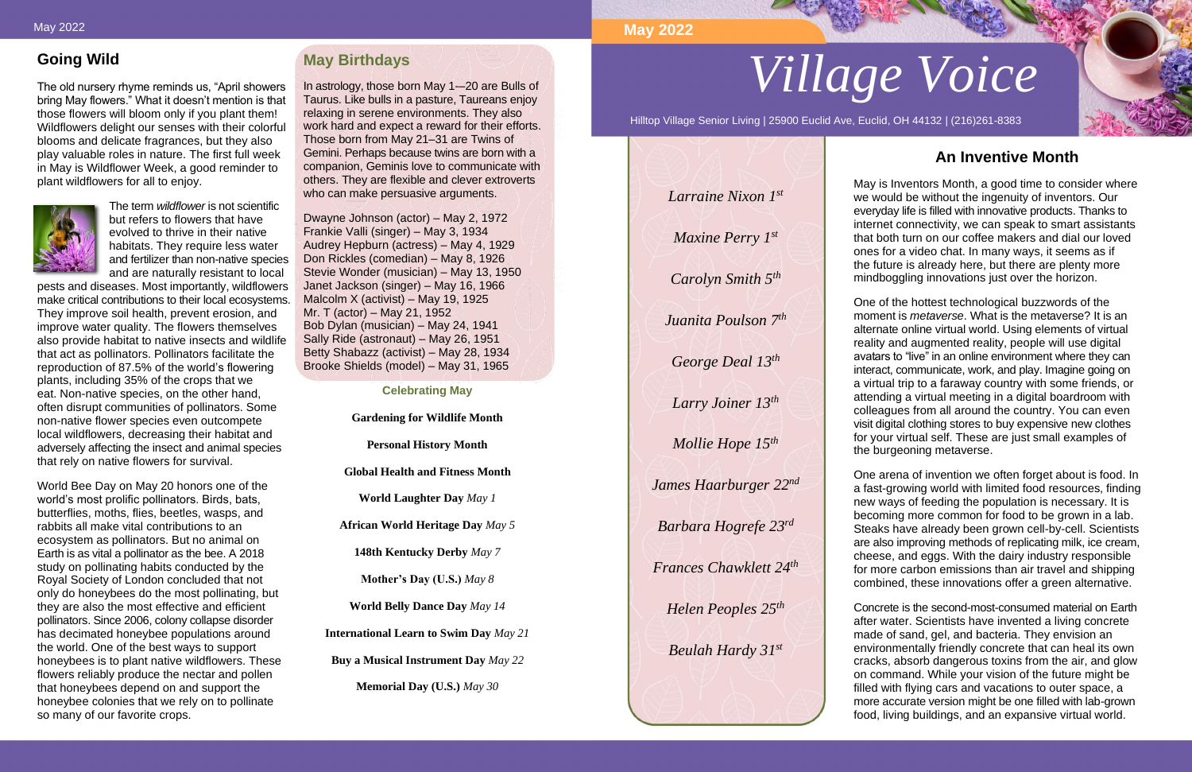## Going Wild

The old nursery rhyme reminds us, "April showers bring May flowers." What it doesn't mention is that those flowers will bloom only if you plant them! Wildflowers delight our senses with their colorful blooms and delicate fragrances, but they also play valuable roles in nature. The first full week in May is Wildflower Week, a good reminder to plant wildflowers for all to enjoy.

The term *wildflower* is not scientific but refers to flowers that have evolved to thrive in their native habitats. They require less water and fertilizer than non-native species and are naturally resistant to local pests and diseases. Most importantly, wildflowers make critical contributions to their local ecosystems. They improve soil health, prevent erosion, and improve water quality. The flowers themselves also provide habitat to native insects and wildlife that act as pollinators. Pollinators facilitate the reproduction of 87.5% of the world's flowering plants, including 35% of the crops that we eat. Non-native species, on the other hand, often disrupt communities of pollinators. Some non-native flower species even outcompete local wildflowers, decreasing their habitat and adversely affecting the insect and animal species that rely on native flowers for survival.

World Bee Day on May 20 honors one of the world's most prolific pollinators. Birds, bats, butterflies, moths, flies, beetles, wasps, and rabbits all make vital contributions to an ecosystem as pollinators. But no animal on Earth is as vital a pollinator as the bee. A 2018 study on pollinating habits conducted by the Royal Society of London concluded that not only do honeybees do the most pollinating, but they are also the most effective and efficient pollinators. Since 2006, colony collapse disorder has decimated honeybee populations around the world. One of the best ways to support honeybees is to plant native wildflowers. These flowers reliably produce the nectar and pollen that honeybees depend on and support the honeybee colonies that we rely on to pollinate so many of our favorite crops.

## May Birthdays

In astrology, those born May 1—20 are Bulls of Taurus. Like bulls in a pasture, Taureans enjoy relaxing in serene environments. They also work hard and expect a reward for their efforts. Those born from May 21–31 are Twins of Gemini. Perhaps because twins are born with a companion, Geminis love to communicate with others. They are flexible and clever extroverts who can make persuasive arguments.

Dwayne Johnson (actor) – May 2, 1972
Frankie Valli (singer) – May 3, 1934
Audrey Hepburn (actress) – May 4, 1929
Don Rickles (comedian) – May 8, 1926
Stevie Wonder (musician) – May 13, 1950
Janet Jackson (singer) – May 16, 1966
Malcolm X (activist) – May 19, 1925
Mr. T (actor) – May 21, 1952
Bob Dylan (musician) – May 24, 1941
Sally Ride (astronaut) – May 26, 1951
Betty Shabazz (activist) – May 28, 1934
Brooke Shields (model) – May 31, 1965

### Celebrating May

**Gardening for Wildlife Month**

**Personal History Month**

**Global Health and Fitness Month**

**World Laughter Day** *May 1*

**African World Heritage Day** *May 5*

**148th Kentucky Derby** *May 7*

**Mother's Day (U.S.)** *May 8*

**World Belly Dance Day** *May 14*

**International Learn to Swim Day** *May 21*

**Buy a Musical Instrument Day** *May 22*

**Memorial Day (U.S.)** *May 30*

May 2022

# Village Voice

Hilltop Village Senior Living | 25900 Euclid Ave, Euclid, OH 44132 | (216)261-8383

*Larraine Nixon 1st*

*Maxine Perry 1st*

*Carolyn Smith 5th*

*Juanita Poulson 7th*

*George Deal 13th*

*Larry Joiner 13th*

*Mollie Hope 15th*

*James Haarburger 22nd*

*Barbara Hogrefe 23rd*

*Frances Chawklett 24th*

*Helen Peoples 25th*

*Beulah Hardy 31st*

## An Inventive Month

May is Inventors Month, a good time to consider where we would be without the ingenuity of inventors. Our everyday life is filled with innovative products. Thanks to internet connectivity, we can speak to smart assistants that both turn on our coffee makers and dial our loved ones for a video chat. In many ways, it seems as if the future is already here, but there are plenty more mindboggling innovations just over the horizon.

One of the hottest technological buzzwords of the moment is *metaverse*. What is the metaverse? It is an alternate online virtual world. Using elements of virtual reality and augmented reality, people will use digital avatars to "live" in an online environment where they can interact, communicate, work, and play. Imagine going on a virtual trip to a faraway country with some friends, or attending a virtual meeting in a digital boardroom with colleagues from all around the country. You can even visit digital clothing stores to buy expensive new clothes for your virtual self. These are just small examples of the burgeoning metaverse.

One arena of invention we often forget about is food. In a fast-growing world with limited food resources, finding new ways of feeding the population is necessary. It is becoming more common for food to be grown in a lab. Steaks have already been grown cell-by-cell. Scientists are also improving methods of replicating milk, ice cream, cheese, and eggs. With the dairy industry responsible for more carbon emissions than air travel and shipping combined, these innovations offer a green alternative.

Concrete is the second-most-consumed material on Earth after water. Scientists have invented a living concrete made of sand, gel, and bacteria. They envision an environmentally friendly concrete that can heal its own cracks, absorb dangerous toxins from the air, and glow on command. While your vision of the future might be filled with flying cars and vacations to outer space, a more accurate version might be one filled with lab-grown food, living buildings, and an expansive virtual world.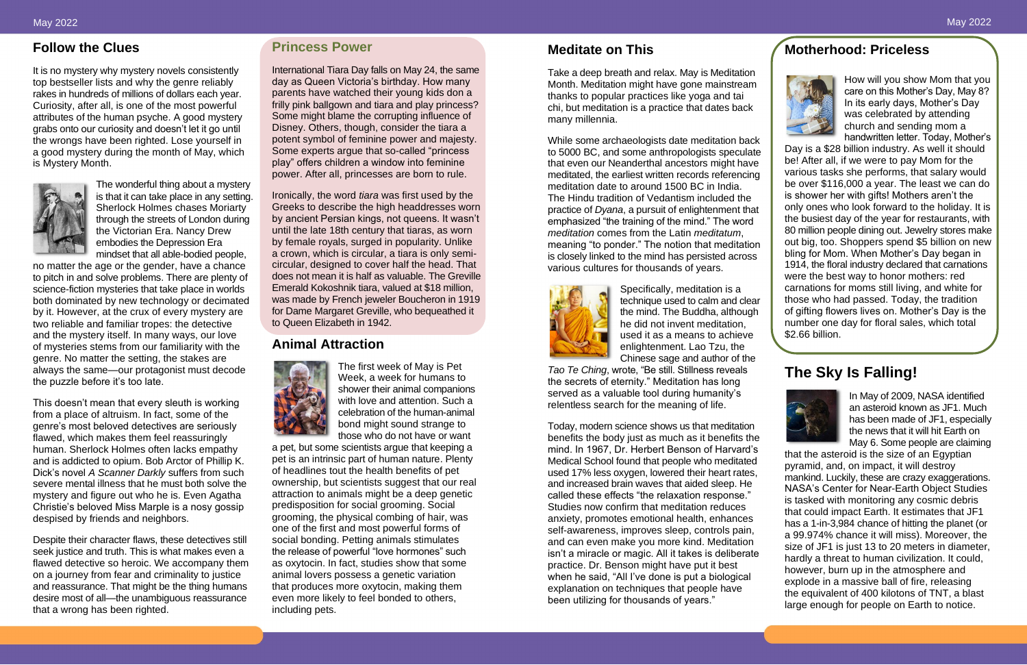## Follow the Clues

It is no mystery why mystery novels consistently top bestseller lists and why the genre reliably rakes in hundreds of millions of dollars each year. Curiosity, after all, is one of the most powerful attributes of the human psyche. A good mystery grabs onto our curiosity and doesn't let it go until the wrongs have been righted. Lose yourself in a good mystery during the month of May, which is Mystery Month.

The wonderful thing about a mystery is that it can take place in any setting. Sherlock Holmes chases Moriarty through the streets of London during the Victorian Era. Nancy Drew embodies the Depression Era mindset that all able-bodied people, no matter the age or the gender, have a chance to pitch in and solve problems. There are plenty of science-fiction mysteries that take place in worlds both dominated by new technology or decimated by it. However, at the crux of every mystery are two reliable and familiar tropes: the detective and the mystery itself. In many ways, our love of mysteries stems from our familiarity with the genre. No matter the setting, the stakes are always the same—our protagonist must decode the puzzle before it's too late.

This doesn't mean that every sleuth is working from a place of altruism. In fact, some of the genre's most beloved detectives are seriously flawed, which makes them feel reassuringly human. Sherlock Holmes often lacks empathy and is addicted to opium. Bob Arctor of Phillip K. Dick's novel *A Scanner Darkly* suffers from such severe mental illness that he must both solve the mystery and figure out who he is. Even Agatha Christie's beloved Miss Marple is a nosy gossip despised by friends and neighbors.

Despite their character flaws, these detectives still seek justice and truth. This is what makes even a flawed detective so heroic. We accompany them on a journey from fear and criminality to justice and reassurance. That might be the thing humans desire most of all—the unambiguous reassurance that a wrong has been righted.

## Princess Power

International Tiara Day falls on May 24, the same day as Queen Victoria's birthday. How many parents have watched their young kids don a frilly pink ballgown and tiara and play princess? Some might blame the corrupting influence of Disney. Others, though, consider the tiara a potent symbol of feminine power and majesty. Some experts argue that so-called "princess play" offers children a window into feminine power. After all, princesses are born to rule.

Ironically, the word *tiara* was first used by the Greeks to describe the high headdresses worn by ancient Persian kings, not queens. It wasn't until the late 18th century that tiaras, as worn by female royals, surged in popularity. Unlike a crown, which is circular, a tiara is only semi-circular, designed to cover half the head. That does not mean it is half as valuable. The Greville Emerald Kokoshnik tiara, valued at $18 million, was made by French jeweler Boucheron in 1919 for Dame Margaret Greville, who bequeathed it to Queen Elizabeth in 1942.

## Animal Attraction

The first week of May is Pet Week, a week for humans to shower their animal companions with love and attention. Such a celebration of the human-animal bond might sound strange to those who do not have or want a pet, but some scientists argue that keeping a pet is an intrinsic part of human nature. Plenty of headlines tout the health benefits of pet ownership, but scientists suggest that our real attraction to animals might be a deep genetic predisposition for social grooming. Social grooming, the physical combing of hair, was one of the first and most powerful forms of social bonding. Petting animals stimulates the release of powerful "love hormones" such as oxytocin. In fact, studies show that some animal lovers possess a genetic variation that produces more oxytocin, making them even more likely to feel bonded to others, including pets.

## Meditate on This

Take a deep breath and relax. May is Meditation Month. Meditation might have gone mainstream thanks to popular practices like yoga and tai chi, but meditation is a practice that dates back many millennia.

While some archaeologists date meditation back to 5000 BC, and some anthropologists speculate that even our Neanderthal ancestors might have meditated, the earliest written records referencing meditation date to around 1500 BC in India. The Hindu tradition of Vedantism included the practice of *Dyana*, a pursuit of enlightenment that emphasized "the training of the mind." The word *meditation* comes from the Latin *meditatum*, meaning "to ponder." The notion that meditation is closely linked to the mind has persisted across various cultures for thousands of years.

Specifically, meditation is a technique used to calm and clear the mind. The Buddha, although he did not invent meditation, used it as a means to achieve enlightenment. Lao Tzu, the Chinese sage and author of the *Tao Te Ching*, wrote, "Be still. Stillness reveals the secrets of eternity." Meditation has long served as a valuable tool during humanity's relentless search for the meaning of life.

Today, modern science shows us that meditation benefits the body just as much as it benefits the mind. In 1967, Dr. Herbert Benson of Harvard's Medical School found that people who meditated used 17% less oxygen, lowered their heart rates, and increased brain waves that aided sleep. He called these effects "the relaxation response." Studies now confirm that meditation reduces anxiety, promotes emotional health, enhances self-awareness, improves sleep, controls pain, and can even make you more kind. Meditation isn't a miracle or magic. All it takes is deliberate practice. Dr. Benson might have put it best when he said, "All I've done is put a biological explanation on techniques that people have been utilizing for thousands of years."

## Motherhood: Priceless

How will you show Mom that you care on this Mother's Day, May 8? In its early days, Mother's Day was celebrated by attending church and sending mom a handwritten letter. Today, Mother's Day is a $28 billion industry. As well it should be! After all, if we were to pay Mom for the various tasks she performs, that salary would be over $116,000 a year. The least we can do is shower her with gifts! Mothers aren't the only ones who look forward to the holiday. It is the busiest day of the year for restaurants, with 80 million people dining out. Jewelry stores make out big, too. Shoppers spend $5 billion on new bling for Mom. When Mother's Day began in 1914, the floral industry declared that carnations were the best way to honor mothers: red carnations for moms still living, and white for those who had passed. Today, the tradition of gifting flowers lives on. Mother's Day is the number one day for floral sales, which total $2.66 billion.

## The Sky Is Falling!

In May of 2009, NASA identified an asteroid known as JF1. Much has been made of JF1, especially the news that it will hit Earth on May 6. Some people are claiming that the asteroid is the size of an Egyptian pyramid, and, on impact, it will destroy mankind. Luckily, these are crazy exaggerations. NASA's Center for Near-Earth Object Studies is tasked with monitoring any cosmic debris that could impact Earth. It estimates that JF1 has a 1-in-3,984 chance of hitting the planet (or a 99.974% chance it will miss). Moreover, the size of JF1 is just 13 to 20 meters in diameter, hardly a threat to human civilization. It could, however, burn up in the atmosphere and explode in a massive ball of fire, releasing the equivalent of 400 kilotons of TNT, a blast large enough for people on Earth to notice.